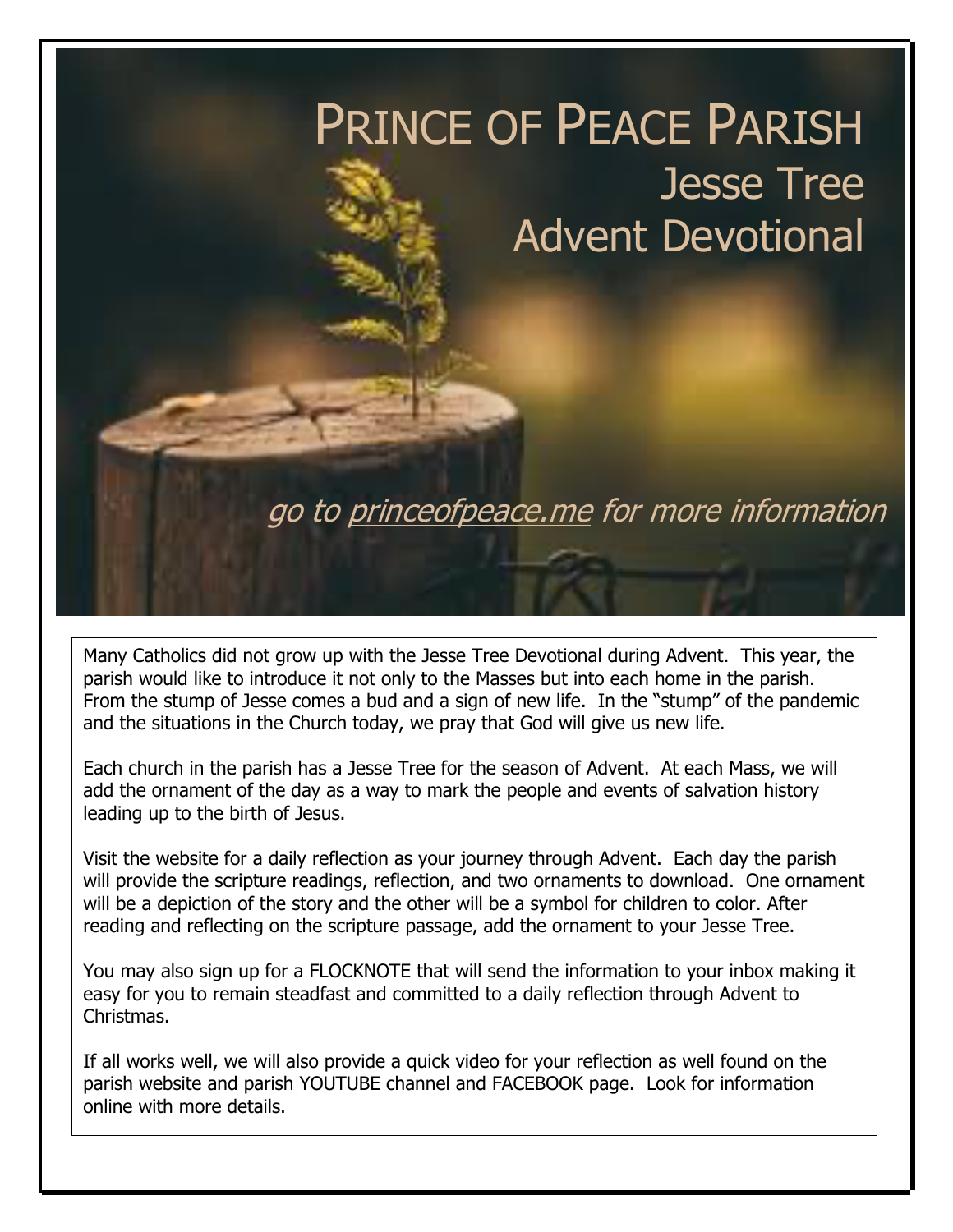# Prince of Peace Parish

## Jesse Tree
## Advent Devotional

*go to princeofpeace.me for more information*

Many Catholics did not grow up with the Jesse Tree Devotional during Advent. This year, the parish would like to introduce it not only to the Masses but into each home in the parish. From the stump of Jesse comes a bud and a sign of new life. In the "stump" of the pandemic and the situations in the Church today, we pray that God will give us new life.

Each church in the parish has a Jesse Tree for the season of Advent. At each Mass, we will add the ornament of the day as a way to mark the people and events of salvation history leading up to the birth of Jesus.

Visit the website for a daily reflection as your journey through Advent. Each day the parish will provide the scripture readings, reflection, and two ornaments to download. One ornament will be a depiction of the story and the other will be a symbol for children to color. After reading and reflecting on the scripture passage, add the ornament to your Jesse Tree.

You may also sign up for a FLOCKNOTE that will send the information to your inbox making it easy for you to remain steadfast and committed to a daily reflection through Advent to Christmas.

If all works well, we will also provide a quick video for your reflection as well found on the parish website and parish YOUTUBE channel and FACEBOOK page. Look for information online with more details.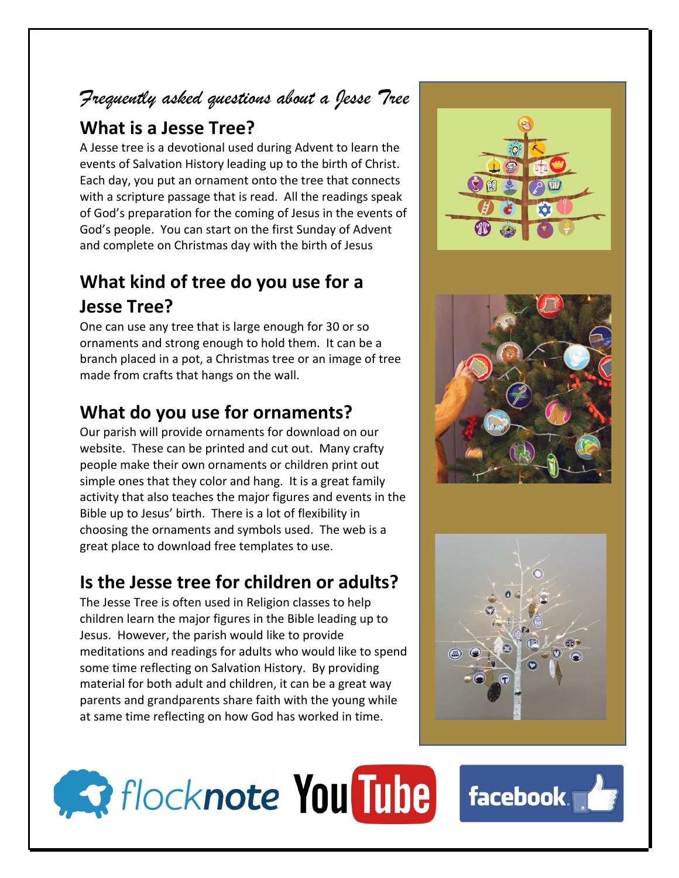*Frequently asked questions about a Jesse Tree*

## What is a Jesse Tree?

A Jesse tree is a devotional used during Advent to learn the events of Salvation History leading up to the birth of Christ. Each day, you put an ornament onto the tree that connects with a scripture passage that is read. All the readings speak of God's preparation for the coming of Jesus in the events of God's people. You can start on the first Sunday of Advent and complete on Christmas day with the birth of Jesus

## What kind of tree do you use for a Jesse Tree?

One can use any tree that is large enough for 30 or so ornaments and strong enough to hold them. It can be a branch placed in a pot, a Christmas tree or an image of tree made from crafts that hangs on the wall.

## What do you use for ornaments?

Our parish will provide ornaments for download on our website. These can be printed and cut out. Many crafty people make their own ornaments or children print out simple ones that they color and hang. It is a great family activity that also teaches the major figures and events in the Bible up to Jesus' birth. There is a lot of flexibility in choosing the ornaments and symbols used. The web is a great place to download free templates to use.

## Is the Jesse tree for children or adults?

The Jesse Tree is often used in Religion classes to help children learn the major figures in the Bible leading up to Jesus. However, the parish would like to provide meditations and readings for adults who would like to spend some time reflecting on Salvation History. By providing material for both adult and children, it can be a great way parents and grandparents share faith with the young while at same time reflecting on how God has worked in time.

flocknote YouTube facebook